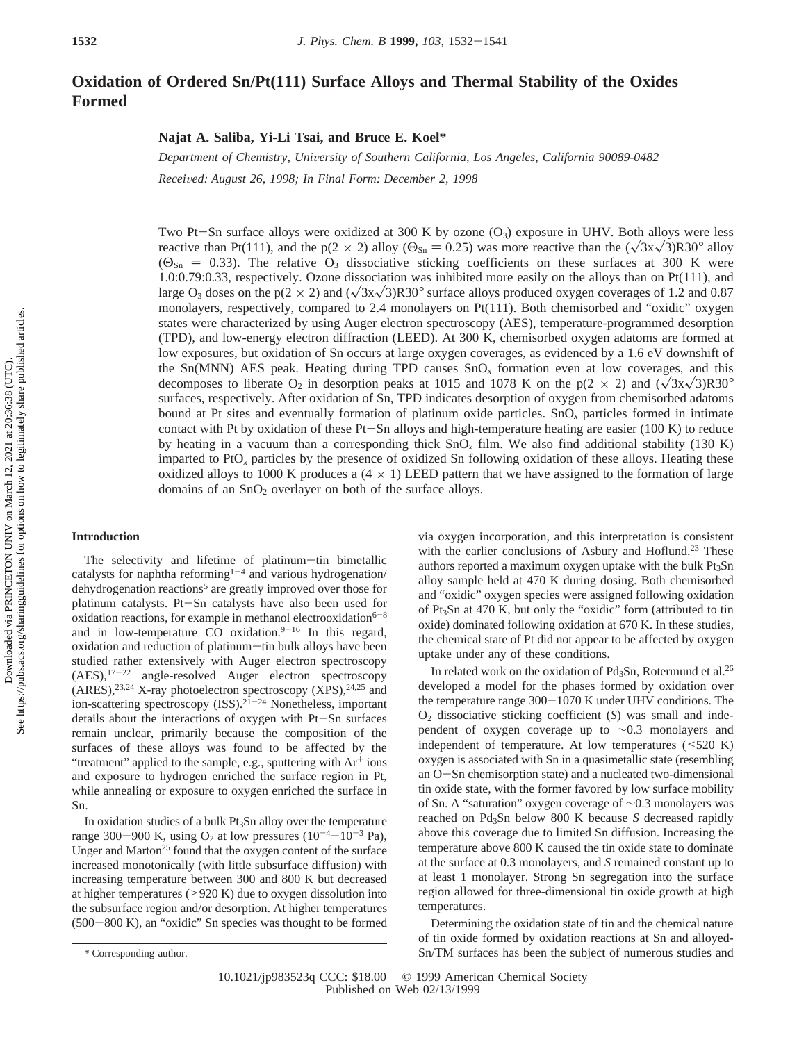# Oxidation of Ordered Sn/Pt(111) Surface Alloys and Thermal Stability of the Oxides Formed

**Najat A. Saliba, Yi-Li Tsai, and Bruce E. Koel***

*Department of Chemistry, University of Southern California, Los Angeles, California 90089-0482*

*Received: August 26, 1998; In Final Form: December 2, 1998*

Two Pt–Sn surface alloys were oxidized at 300 K by ozone ($O_3$) exposure in UHV. Both alloys were less reactive than Pt(111), and the p(2 × 2) alloy ($\Theta_{Sn} = 0.25$) was more reactive than the $(\sqrt{3}x\sqrt{3})R30°$ alloy ($\Theta_{Sn} = 0.33$). The relative $O_3$ dissociative sticking coefficients on these surfaces at 300 K were 1.0:0.79:0.33, respectively. Ozone dissociation was inhibited more easily on the alloys than on Pt(111), and large $O_3$ doses on the p(2 × 2) and $(\sqrt{3}x\sqrt{3})R30°$ surface alloys produced oxygen coverages of 1.2 and 0.87 monolayers, respectively, compared to 2.4 monolayers on Pt(111). Both chemisorbed and "oxidic" oxygen states were characterized by using Auger electron spectroscopy (AES), temperature-programmed desorption (TPD), and low-energy electron diffraction (LEED). At 300 K, chemisorbed oxygen adatoms are formed at low exposures, but oxidation of Sn occurs at large oxygen coverages, as evidenced by a 1.6 eV downshift of the Sn(MNN) AES peak. Heating during TPD causes $SnO_x$ formation even at low coverages, and this decomposes to liberate $O_2$ in desorption peaks at 1015 and 1078 K on the p(2 × 2) and $(\sqrt{3}x\sqrt{3})R30°$ surfaces, respectively. After oxidation of Sn, TPD indicates desorption of oxygen from chemisorbed adatoms bound at Pt sites and eventually formation of platinum oxide particles. $SnO_x$ particles formed in intimate contact with Pt by oxidation of these Pt–Sn alloys and high-temperature heating are easier (100 K) to reduce by heating in a vacuum than a corresponding thick $SnO_x$ film. We also find additional stability (130 K) imparted to $PtO_x$ particles by the presence of oxidized Sn following oxidation of these alloys. Heating these oxidized alloys to 1000 K produces a (4 × 1) LEED pattern that we have assigned to the formation of large domains of an $SnO_2$ overlayer on both of the surface alloys.

## Introduction

The selectivity and lifetime of platinum–tin bimetallic catalysts for naphtha reforming[1–4] and various hydrogenation/dehydrogenation reactions[5] are greatly improved over those for platinum catalysts. Pt–Sn catalysts have also been used for oxidation reactions, for example in methanol electrooxidation[6–8] and in low-temperature CO oxidation.[9–16] In this regard, oxidation and reduction of platinum–tin bulk alloys have been studied rather extensively with Auger electron spectroscopy (AES),[17–22] angle-resolved Auger electron spectroscopy (ARES),[23,24] X-ray photoelectron spectroscopy (XPS),[24,25] and ion-scattering spectroscopy (ISS).[21–24] Nonetheless, important details about the interactions of oxygen with Pt–Sn surfaces remain unclear, primarily because the composition of the surfaces of these alloys was found to be affected by the "treatment" applied to the sample, e.g., sputtering with $Ar^+$ ions and exposure to hydrogen enriched the surface region in Pt, while annealing or exposure to oxygen enriched the surface in Sn.

In oxidation studies of a bulk $Pt_3Sn$ alloy over the temperature range 300–900 K, using $O_2$ at low pressures ($10^{-4}$–$10^{-3}$ Pa), Unger and Marton[25] found that the oxygen content of the surface increased monotonically (with little subsurface diffusion) with increasing temperature between 300 and 800 K but decreased at higher temperatures (>920 K) due to oxygen dissolution into the subsurface region and/or desorption. At higher temperatures (500–800 K), an "oxidic" Sn species was thought to be formed via oxygen incorporation, and this interpretation is consistent with the earlier conclusions of Asbury and Hoflund.[23] These authors reported a maximum oxygen uptake with the bulk $Pt_3Sn$ alloy sample held at 470 K during dosing. Both chemisorbed and "oxidic" oxygen species were assigned following oxidation of $Pt_3Sn$ at 470 K, but only the "oxidic" form (attributed to tin oxide) dominated following oxidation at 670 K. In these studies, the chemical state of Pt did not appear to be affected by oxygen uptake under any of these conditions.

In related work on the oxidation of $Pd_3Sn$, Rotermund et al.[26] developed a model for the phases formed by oxidation over the temperature range 300–1070 K under UHV conditions. The $O_2$ dissociative sticking coefficient (*S*) was small and independent of oxygen coverage up to ~0.3 monolayers and independent of temperature. At low temperatures (<520 K) oxygen is associated with Sn in a quasimetallic state (resembling an O–Sn chemisorption state) and a nucleated two-dimensional tin oxide state, with the former favored by low surface mobility of Sn. A "saturation" oxygen coverage of ~0.3 monolayers was reached on $Pd_3Sn$ below 800 K because *S* decreased rapidly above this coverage due to limited Sn diffusion. Increasing the temperature above 800 K caused the tin oxide state to dominate at the surface at 0.3 monolayers, and *S* remained constant up to at least 1 monolayer. Strong Sn segregation into the surface region allowed for three-dimensional tin oxide growth at high temperatures.

Determining the oxidation state of tin and the chemical nature of tin oxide formed by oxidation reactions at Sn and alloyed-Sn/TM surfaces has been the subject of numerous studies and

\* Corresponding author.

10.1021/jp983523q CCC: $18.00 © 1999 American Chemical Society
Published on Web 02/13/1999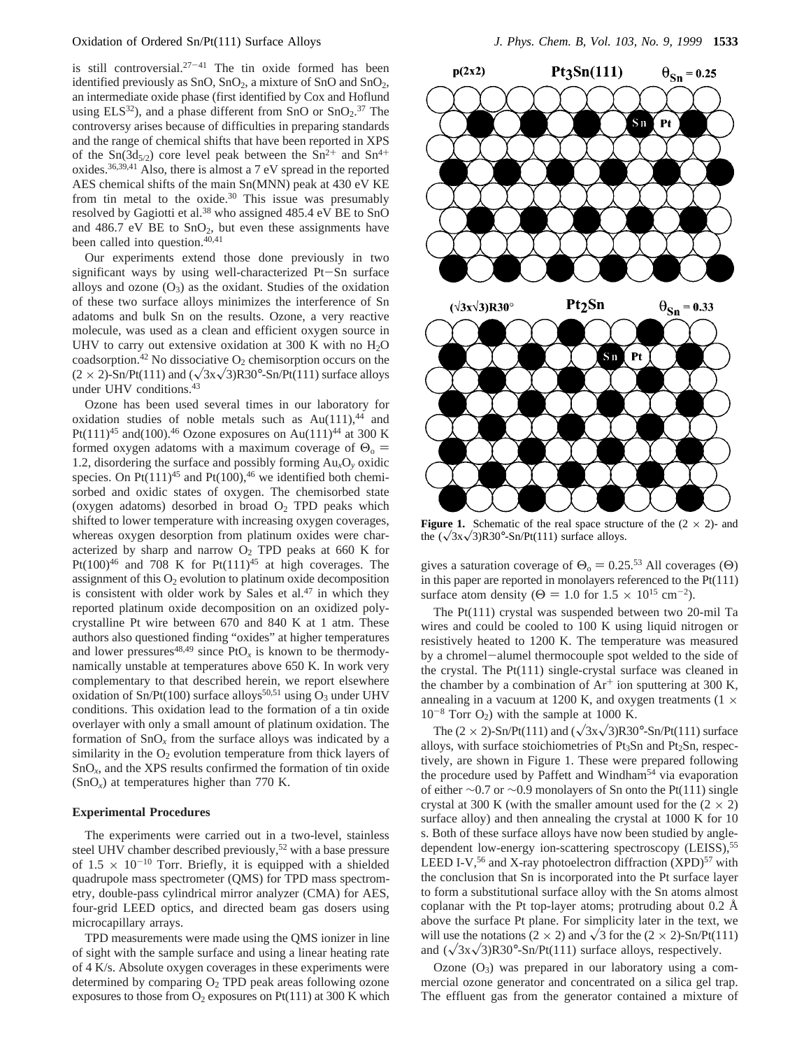is still controversial.[27-41] The tin oxide formed has been identified previously as SnO, $SnO_2$, a mixture of SnO and $SnO_2$, an intermediate oxide phase (first identified by Cox and Hoflund using ELS[32]), and a phase different from SnO or $SnO_2$.[37] The controversy arises because of difficulties in preparing standards and the range of chemical shifts that have been reported in XPS of the $Sn(3d_{5/2})$ core level peak between the $Sn^{2+}$ and $Sn^{4+}$ oxides.[36,39,41] Also, there is almost a 7 eV spread in the reported AES chemical shifts of the main Sn(MNN) peak at 430 eV KE from tin metal to the oxide.[30] This issue was presumably resolved by Gagiotti et al.[38] who assigned 485.4 eV BE to SnO and 486.7 eV BE to $SnO_2$, but even these assignments have been called into question.[40,41]

Our experiments extend those done previously in two significant ways by using well-characterized Pt–Sn surface alloys and ozone ($O_3$) as the oxidant. Studies of the oxidation of these two surface alloys minimizes the interference of Sn adatoms and bulk Sn on the results. Ozone, a very reactive molecule, was used as a clean and efficient oxygen source in UHV to carry out extensive oxidation at 300 K with no $H_2O$ coadsorption.[42] No dissociative $O_2$ chemisorption occurs on the $(2 \times 2)$-Sn/Pt(111) and $(\sqrt{3}x\sqrt{3})R30°$-Sn/Pt(111) surface alloys under UHV conditions.[43]

Ozone has been used several times in our laboratory for oxidation studies of noble metals such as Au(111),[44] and Pt(111)[45] and(100).[46] Ozone exposures on Au(111)[44] at 300 K formed oxygen adatoms with a maximum coverage of $\Theta_o = 1.2$, disordering the surface and possibly forming $Au_xO_y$ oxidic species. On Pt(111)[45] and Pt(100),[46] we identified both chemisorbed and oxidic states of oxygen. The chemisorbed state (oxygen adatoms) desorbed in broad $O_2$ TPD peaks which shifted to lower temperature with increasing oxygen coverages, whereas oxygen desorption from platinum oxides were characterized by sharp and narrow $O_2$ TPD peaks at 660 K for Pt(100)[46] and 708 K for Pt(111)[45] at high coverages. The assignment of this $O_2$ evolution to platinum oxide decomposition is consistent with older work by Sales et al.[47] in which they reported platinum oxide decomposition on an oxidized polycrystalline Pt wire between 670 and 840 K at 1 atm. These authors also questioned finding "oxides" at higher temperatures and lower pressures[48,49] since $PtO_x$ is known to be thermodynamically unstable at temperatures above 650 K. In work very complementary to that described herein, we report elsewhere oxidation of Sn/Pt(100) surface alloys[50,51] using $O_3$ under UHV conditions. This oxidation lead to the formation of a tin oxide overlayer with only a small amount of platinum oxidation. The formation of $SnO_x$ from the surface alloys was indicated by a similarity in the $O_2$ evolution temperature from thick layers of $SnO_x$, and the XPS results confirmed the formation of tin oxide ($SnO_x$) at temperatures higher than 770 K.

## Experimental Procedures

The experiments were carried out in a two-level, stainless steel UHV chamber described previously,[52] with a base pressure of $1.5 \times 10^{-10}$ Torr. Briefly, it is equipped with a shielded quadrupole mass spectrometer (QMS) for TPD mass spectrometry, double-pass cylindrical mirror analyzer (CMA) for AES, four-grid LEED optics, and directed beam gas dosers using microcapillary arrays.

TPD measurements were made using the QMS ionizer in line of sight with the sample surface and using a linear heating rate of 4 K/s. Absolute oxygen coverages in these experiments were determined by comparing $O_2$ TPD peak areas following ozone exposures to those from $O_2$ exposures on Pt(111) at 300 K which gives a saturation coverage of $\Theta_o = 0.25$.[53] All coverages ($\Theta$) in this paper are reported in monolayers referenced to the Pt(111) surface atom density ($\Theta = 1.0$ for $1.5 \times 10^{15}$ cm$^{-2}$).

p(2x2) Pt$_3$Sn(111) $\Theta_{Sn} = 0.25$

($\sqrt{3}x\sqrt{3}$)R30° Pt$_2$Sn $\Theta_{Sn} = 0.33$

**Figure 1.** Schematic of the real space structure of the $(2 \times 2)$- and the $(\sqrt{3}x\sqrt{3})R30°$-Sn/Pt(111) surface alloys.

The Pt(111) crystal was suspended between two 20-mil Ta wires and could be cooled to 100 K using liquid nitrogen or resistively heated to 1200 K. The temperature was measured by a chromel–alumel thermocouple spot welded to the side of the crystal. The Pt(111) single-crystal surface was cleaned in the chamber by a combination of $Ar^+$ ion sputtering at 300 K, annealing in a vacuum at 1200 K, and oxygen treatments ($1 \times 10^{-8}$ Torr $O_2$) with the sample at 1000 K.

The $(2 \times 2)$-Sn/Pt(111) and $(\sqrt{3}x\sqrt{3})R30°$-Sn/Pt(111) surface alloys, with surface stoichiometries of $Pt_3Sn$ and $Pt_2Sn$, respectively, are shown in Figure 1. These were prepared following the procedure used by Paffett and Windham[54] via evaporation of either ~0.7 or ~0.9 monolayers of Sn onto the Pt(111) single crystal at 300 K (with the smaller amount used for the $(2 \times 2)$ surface alloy) and then annealing the crystal at 1000 K for 10 s. Both of these surface alloys have now been studied by angle-dependent low-energy ion-scattering spectroscopy (LEISS),[55] LEED I-V,[56] and X-ray photoelectron diffraction (XPD)[57] with the conclusion that Sn is incorporated into the Pt surface layer to form a substitutional surface alloy with the Sn atoms almost coplanar with the Pt top-layer atoms; protruding about 0.2 Å above the surface Pt plane. For simplicity later in the text, we will use the notations $(2 \times 2)$ and $\sqrt{3}$ for the $(2 \times 2)$-Sn/Pt(111) and $(\sqrt{3}x\sqrt{3})R30°$-Sn/Pt(111) surface alloys, respectively.

Ozone ($O_3$) was prepared in our laboratory using a commercial ozone generator and concentrated on a silica gel trap. The effluent gas from the generator contained a mixture of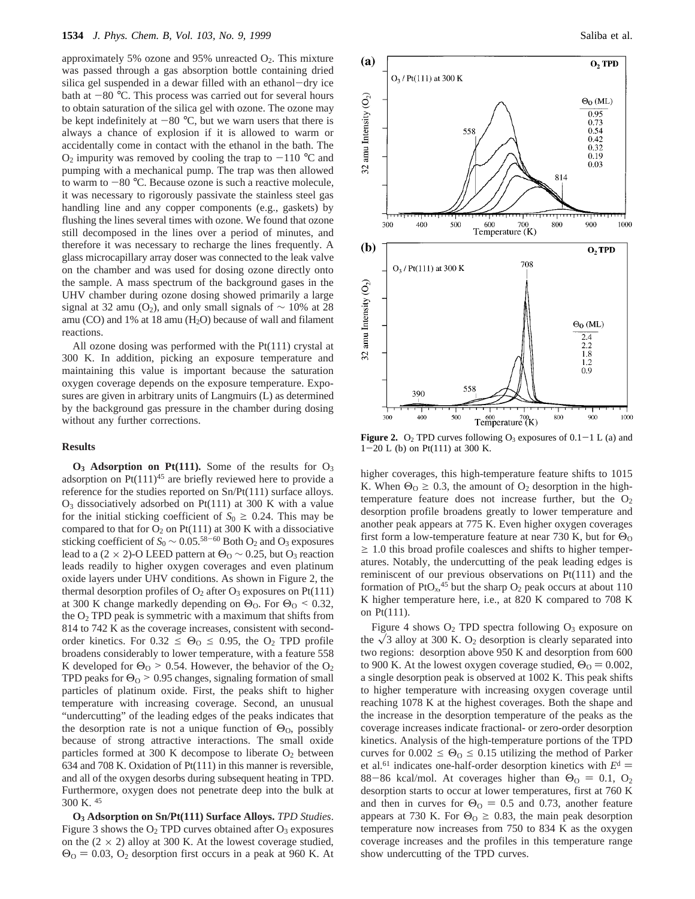approximately 5% ozone and 95% unreacted $O_2$. This mixture was passed through a gas absorption bottle containing dried silica gel suspended in a dewar filled with an ethanol–dry ice bath at −80 °C. This process was carried out for several hours to obtain saturation of the silica gel with ozone. The ozone may be kept indefinitely at −80 °C, but we warn users that there is always a chance of explosion if it is allowed to warm or accidentally come in contact with the ethanol in the bath. The $O_2$ impurity was removed by cooling the trap to −110 °C and pumping with a mechanical pump. The trap was then allowed to warm to −80 °C. Because ozone is such a reactive molecule, it was necessary to rigorously passivate the stainless steel gas handling line and any copper components (e.g., gaskets) by flushing the lines several times with ozone. We found that ozone still decomposed in the lines over a period of minutes, and therefore it was necessary to recharge the lines frequently. A glass microcapillary array doser was connected to the leak valve on the chamber and was used for dosing ozone directly onto the sample. A mass spectrum of the background gases in the UHV chamber during ozone dosing showed primarily a large signal at 32 amu ($O_2$), and only small signals of ∼ 10% at 28 amu (CO) and 1% at 18 amu ($H_2O$) because of wall and filament reactions.

All ozone dosing was performed with the Pt(111) crystal at 300 K. In addition, picking an exposure temperature and maintaining this value is important because the saturation oxygen coverage depends on the exposure temperature. Exposures are given in arbitrary units of Langmuirs (L) as determined by the background gas pressure in the chamber during dosing without any further corrections.

## Results

**$O_3$ Adsorption on Pt(111).** Some of the results for $O_3$ adsorption on Pt(111)[45] are briefly reviewed here to provide a reference for the studies reported on Sn/Pt(111) surface alloys. $O_3$ dissociatively adsorbed on Pt(111) at 300 K with a value for the initial sticking coefficient of $S_0 \geq 0.24$. This may be compared to that for $O_2$ on Pt(111) at 300 K with a dissociative sticking coefficient of $S_0 \sim 0.05$.[58–60] Both $O_2$ and $O_3$ exposures lead to a (2 × 2)-O LEED pattern at $\Theta_O \sim 0.25$, but $O_3$ reaction leads readily to higher oxygen coverages and even platinum oxide layers under UHV conditions. As shown in Figure 2, the thermal desorption profiles of $O_2$ after $O_3$ exposures on Pt(111) at 300 K change markedly depending on $\Theta_O$. For $\Theta_O < 0.32$, the $O_2$ TPD peak is symmetric with a maximum that shifts from 814 to 742 K as the coverage increases, consistent with second-order kinetics. For $0.32 \leq \Theta_O \leq 0.95$, the $O_2$ TPD profile broadens considerably to lower temperature, with a feature 558 K developed for $\Theta_O > 0.54$. However, the behavior of the $O_2$ TPD peaks for $\Theta_O > 0.95$ changes, signaling formation of small particles of platinum oxide. First, the peaks shift to higher temperature with increasing coverage. Second, an unusual "undercutting" of the leading edges of the peaks indicates that the desorption rate is not a unique function of $\Theta_O$, possibly because of strong attractive interactions. The small oxide particles formed at 300 K decompose to liberate $O_2$ between 634 and 708 K. Oxidation of Pt(111) in this manner is reversible, and all of the oxygen desorbs during subsequent heating in TPD. Furthermore, oxygen does not penetrate deep into the bulk at 300 K.[45]

**$O_3$ Adsorption on Sn/Pt(111) Surface Alloys.** *TPD Studies*. Figure 3 shows the $O_2$ TPD curves obtained after $O_3$ exposures on the (2 × 2) alloy at 300 K. At the lowest coverage studied, $\Theta_O = 0.03$, $O_2$ desorption first occurs in a peak at 960 K. At higher coverages, this high-temperature feature shifts to 1015 K. When $\Theta_O \geq 0.3$, the amount of $O_2$ desorption in the high-temperature feature does not increase further, but the $O_2$ desorption profile broadens greatly to lower temperature and another peak appears at 775 K. Even higher oxygen coverages first form a low-temperature feature at near 730 K, but for $\Theta_O \geq 1.0$ this broad profile coalesces and shifts to higher temperatures. Notably, the undercutting of the peak leading edges is reminiscent of our previous observations on Pt(111) and the formation of $PtO_x$,[45] but the sharp $O_2$ peak occurs at about 110 K higher temperature here, i.e., at 820 K compared to 708 K on Pt(111).

Figure 2. $O_2$ TPD curves following $O_3$ exposures of 0.1–1 L (a) and 1–20 L (b) on Pt(111) at 300 K.

Figure 4 shows $O_2$ TPD spectra following $O_3$ exposure on the $\sqrt{3}$ alloy at 300 K. $O_2$ desorption is clearly separated into two regions: desorption above 950 K and desorption from 600 to 900 K. At the lowest oxygen coverage studied, $\Theta_O = 0.002$, a single desorption peak is observed at 1002 K. This peak shifts to higher temperature with increasing oxygen coverage until reaching 1078 K at the highest coverages. Both the shape and the increase in the desorption temperature of the peaks as the coverage increases indicate fractional- or zero-order desorption kinetics. Analysis of the high-temperature portions of the TPD curves for $0.002 \leq \Theta_O \leq 0.15$ utilizing the method of Parker et al.[61] indicates one-half-order desorption kinetics with $E^d$ = 88–86 kcal/mol. At coverages higher than $\Theta_O = 0.1$, $O_2$ desorption starts to occur at lower temperatures, first at 760 K and then in curves for $\Theta_O = 0.5$ and 0.73, another feature appears at 730 K. For $\Theta_O \geq 0.83$, the main peak desorption temperature now increases from 750 to 834 K as the oxygen coverage increases and the profiles in this temperature range show undercutting of the TPD curves.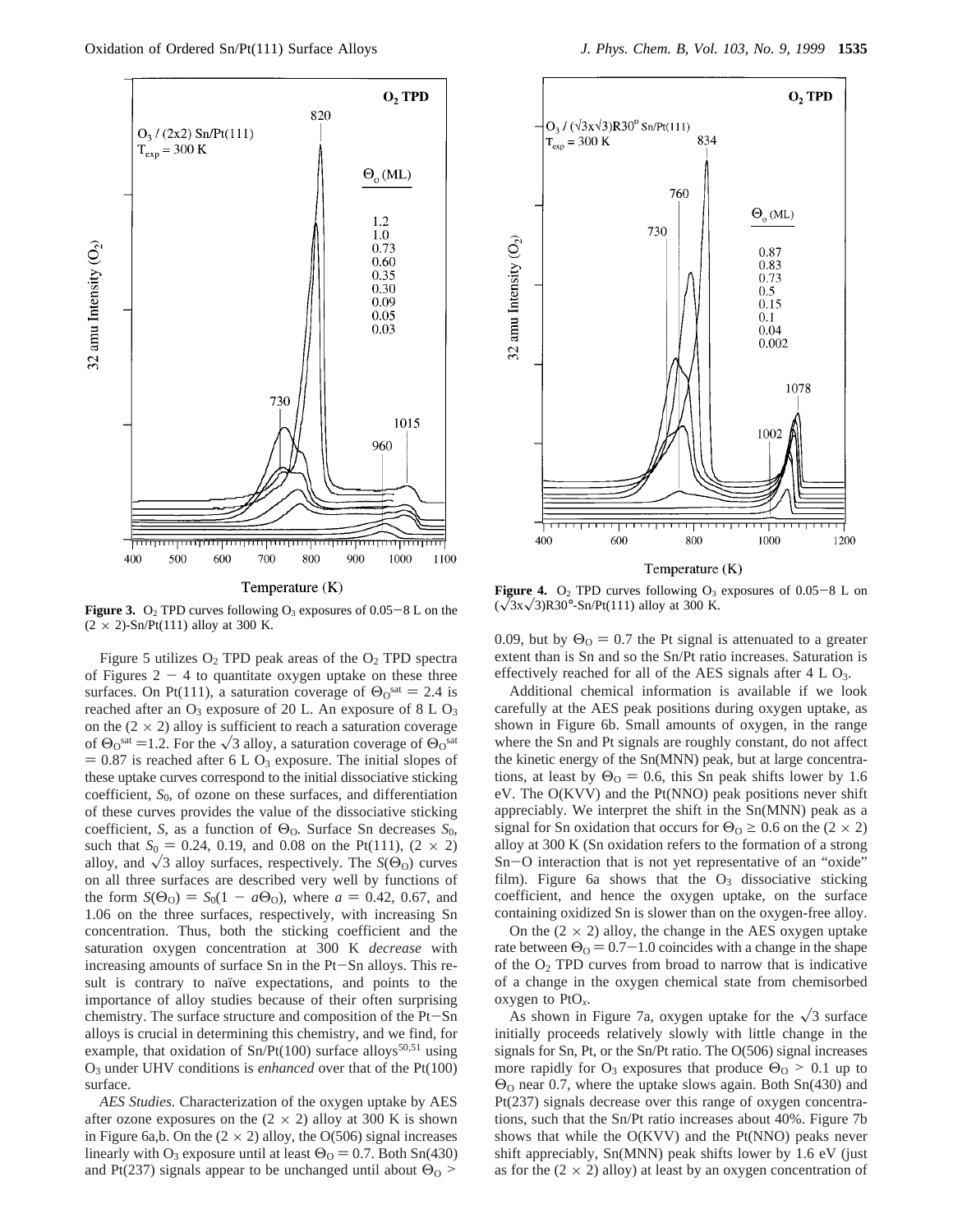**Figure 3.** $O_2$ TPD curves following $O_3$ exposures of 0.05−8 L on the $(2 \times 2)$-Sn/Pt(111) alloy at 300 K.

**Figure 4.** $O_2$ TPD curves following $O_3$ exposures of 0.05−8 L on $(\sqrt{3}x\sqrt{3})R30°$-Sn/Pt(111) alloy at 300 K.

Figure 5 utilizes $O_2$ TPD peak areas of the $O_2$ TPD spectra of Figures 2 − 4 to quantitate oxygen uptake on these three surfaces. On Pt(111), a saturation coverage of $\Theta_O^{sat} = 2.4$ is reached after an $O_3$ exposure of 20 L. An exposure of 8 L $O_3$ on the $(2 \times 2)$ alloy is sufficient to reach a saturation coverage of $\Theta_O^{sat} = 1.2$. For the $\sqrt{3}$ alloy, a saturation coverage of $\Theta_O^{sat} = 0.87$ is reached after 6 L $O_3$ exposure. The initial slopes of these uptake curves correspond to the initial dissociative sticking coefficient, $S_0$, of ozone on these surfaces, and differentiation of these curves provides the value of the dissociative sticking coefficient, $S$, as a function of $\Theta_O$. Surface Sn decreases $S_0$, such that $S_0 = 0.24$, 0.19, and 0.08 on the Pt(111), $(2 \times 2)$ alloy, and $\sqrt{3}$ alloy surfaces, respectively. The $S(\Theta_O)$ curves on all three surfaces are described very well by functions of the form $S(\Theta_O) = S_0(1 - a\Theta_O)$, where $a = 0.42$, 0.67, and 1.06 on the three surfaces, respectively, with increasing Sn concentration. Thus, both the sticking coefficient and the saturation oxygen concentration at 300 K *decrease* with increasing amounts of surface Sn in the Pt−Sn alloys. This result is contrary to naïve expectations, and points to the importance of alloy studies because of their often surprising chemistry. The surface structure and composition of the Pt−Sn alloys is crucial in determining this chemistry, and we find, for example, that oxidation of Sn/Pt(100) surface alloys[50,51] using $O_3$ under UHV conditions is *enhanced* over that of the Pt(100) surface.

*AES Studies.* Characterization of the oxygen uptake by AES after ozone exposures on the $(2 \times 2)$ alloy at 300 K is shown in Figure 6a,b. On the $(2 \times 2)$ alloy, the O(506) signal increases linearly with $O_3$ exposure until at least $\Theta_O = 0.7$. Both Sn(430) and Pt(237) signals appear to be unchanged until about $\Theta_O >$ 0.09, but by $\Theta_O = 0.7$ the Pt signal is attenuated to a greater extent than is Sn and so the Sn/Pt ratio increases. Saturation is effectively reached for all of the AES signals after 4 L $O_3$.

Additional chemical information is available if we look carefully at the AES peak positions during oxygen uptake, as shown in Figure 6b. Small amounts of oxygen, in the range where the Sn and Pt signals are roughly constant, do not affect the kinetic energy of the Sn(MNN) peak, but at large concentrations, at least by $\Theta_O = 0.6$, this Sn peak shifts lower by 1.6 eV. The O(KVV) and the Pt(NNO) peak positions never shift appreciably. We interpret the shift in the Sn(MNN) peak as a signal for Sn oxidation that occurs for $\Theta_O \geq 0.6$ on the $(2 \times 2)$ alloy at 300 K (Sn oxidation refers to the formation of a strong Sn−O interaction that is not yet representative of an "oxide" film). Figure 6a shows that the $O_3$ dissociative sticking coefficient, and hence the oxygen uptake, on the surface containing oxidized Sn is slower than on the oxygen-free alloy.

On the $(2 \times 2)$ alloy, the change in the AES oxygen uptake rate between $\Theta_O = 0.7$−1.0 coincides with a change in the shape of the $O_2$ TPD curves from broad to narrow that is indicative of a change in the oxygen chemical state from chemisorbed oxygen to $PtO_x$.

As shown in Figure 7a, oxygen uptake for the $\sqrt{3}$ surface initially proceeds relatively slowly with little change in the signals for Sn, Pt, or the Sn/Pt ratio. The O(506) signal increases more rapidly for $O_3$ exposures that produce $\Theta_O > 0.1$ up to $\Theta_O$ near 0.7, where the uptake slows again. Both Sn(430) and Pt(237) signals decrease over this range of oxygen concentrations, such that the Sn/Pt ratio increases about 40%. Figure 7b shows that while the O(KVV) and the Pt(NNO) peaks never shift appreciably, Sn(MNN) peak shifts lower by 1.6 eV (just as for the $(2 \times 2)$ alloy) at least by an oxygen concentration of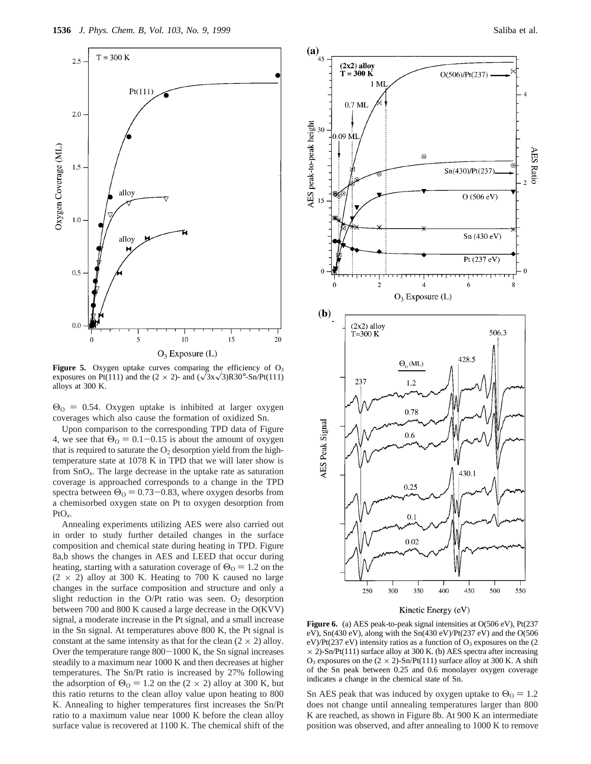**Figure 5.** Oxygen uptake curves comparing the efficiency of $O_3$ exposures on Pt(111) and the $(2 \times 2)$- and $(\sqrt{3}x\sqrt{3})R30°$-Sn/Pt(111) alloys at 300 K.

$\Theta_O = 0.54$. Oxygen uptake is inhibited at larger oxygen coverages which also cause the formation of oxidized Sn.

Upon comparison to the corresponding TPD data of Figure 4, we see that $\Theta_O = 0.1-0.15$ is about the amount of oxygen that is required to saturate the $O_2$ desorption yield from the high-temperature state at 1078 K in TPD that we will later show is from $SnO_x$. The large decrease in the uptake rate as saturation coverage is approached corresponds to a change in the TPD spectra between $\Theta_O = 0.73-0.83$, where oxygen desorbs from a chemisorbed oxygen state on Pt to oxygen desorption from $PtO_x$.

Annealing experiments utilizing AES were also carried out in order to study further detailed changes in the surface composition and chemical state during heating in TPD. Figure 8a,b shows the changes in AES and LEED that occur during heating, starting with a saturation coverage of $\Theta_O = 1.2$ on the $(2 \times 2)$ alloy at 300 K. Heating to 700 K caused no large changes in the surface composition and structure and only a slight reduction in the O/Pt ratio was seen. $O_2$ desorption between 700 and 800 K caused a large decrease in the O(KVV) signal, a moderate increase in the Pt signal, and a small increase in the Sn signal. At temperatures above 800 K, the Pt signal is constant at the same intensity as that for the clean $(2 \times 2)$ alloy. Over the temperature range 800−1000 K, the Sn signal increases steadily to a maximum near 1000 K and then decreases at higher temperatures. The Sn/Pt ratio is increased by 27% following the adsorption of $\Theta_O = 1.2$ on the $(2 \times 2)$ alloy at 300 K, but this ratio returns to the clean alloy value upon heating to 800 K. Annealing to higher temperatures first increases the Sn/Pt ratio to a maximum value near 1000 K before the clean alloy surface value is recovered at 1100 K. The chemical shift of the Sn AES peak that was induced by oxygen uptake to $\Theta_O = 1.2$ does not change until annealing temperatures larger than 800 K are reached, as shown in Figure 8b. At 900 K an intermediate position was observed, and after annealing to 1000 K to remove

**Figure 6.** (a) AES peak-to-peak signal intensities at O(506 eV), Pt(237 eV), Sn(430 eV), along with the Sn(430 eV)/Pt(237 eV) and the O(506 eV)/Pt(237 eV) intensity ratios as a function of $O_3$ exposures on the $(2 \times 2)$-Sn/Pt(111) surface alloy at 300 K. (b) AES spectra after increasing $O_3$ exposures on the $(2 \times 2)$-Sn/Pt(111) surface alloy at 300 K. A shift of the Sn peak between 0.25 and 0.6 monolayer oxygen coverage indicates a change in the chemical state of Sn.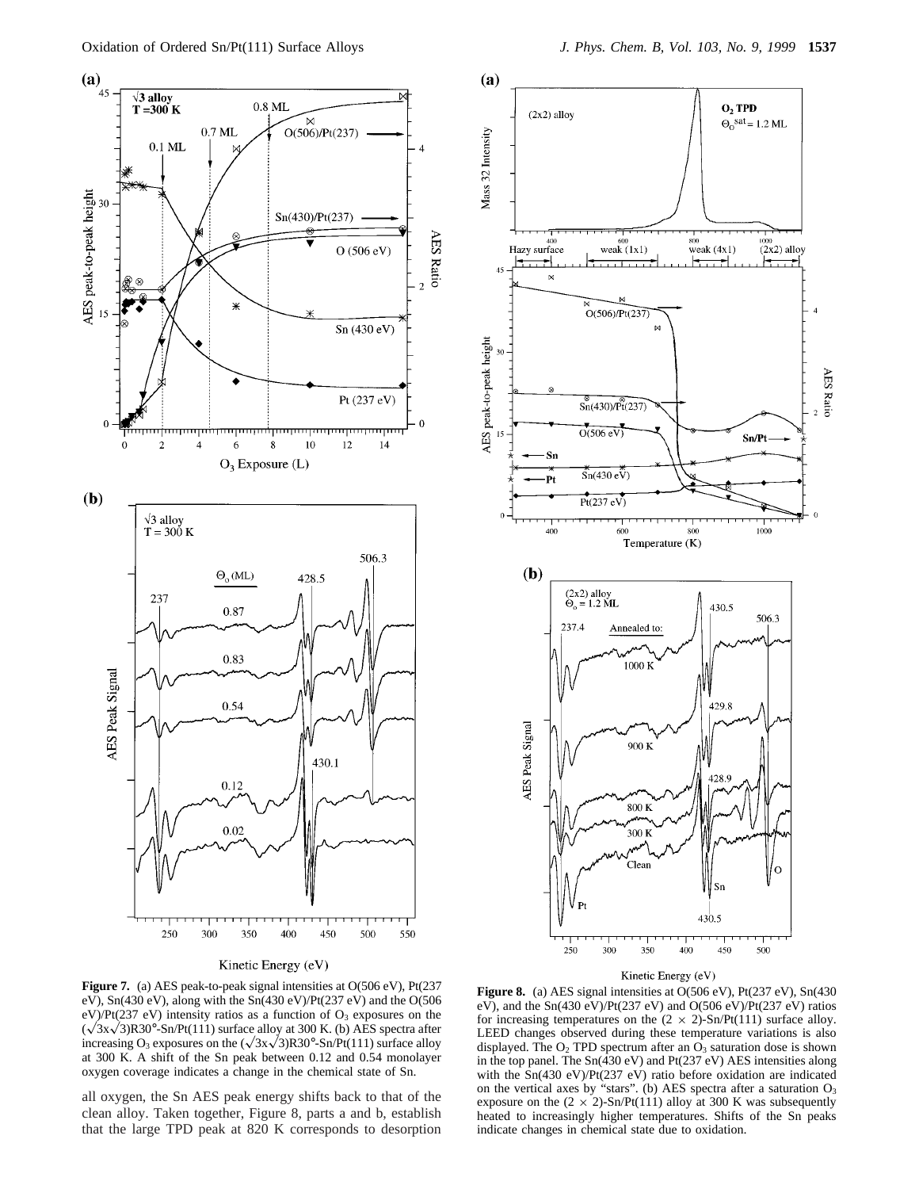**Figure 7.** (a) AES peak-to-peak signal intensities at O(506 eV), Pt(237 eV), Sn(430 eV), along with the Sn(430 eV)/Pt(237 eV) and the O(506 eV)/Pt(237 eV) intensity ratios as a function of $O_3$ exposures on the $(\sqrt{3}x\sqrt{3})R30°$-Sn/Pt(111) surface alloy at 300 K. (b) AES spectra after increasing $O_3$ exposures on the $(\sqrt{3}x\sqrt{3})R30°$-Sn/Pt(111) surface alloy at 300 K. A shift of the Sn peak between 0.12 and 0.54 monolayer oxygen coverage indicates a change in the chemical state of Sn.

all oxygen, the Sn AES peak energy shifts back to that of the clean alloy. Taken together, Figure 8, parts a and b, establish that the large TPD peak at 820 K corresponds to desorption

**Figure 8.** (a) AES signal intensities at O(506 eV), Pt(237 eV), Sn(430 eV), and the Sn(430 eV)/Pt(237 eV) and O(506 eV)/Pt(237 eV) ratios for increasing temperatures on the $(2 \times 2)$-Sn/Pt(111) surface alloy. LEED changes observed during these temperature variations is also displayed. The $O_2$ TPD spectrum after an $O_3$ saturation dose is shown in the top panel. The Sn(430 eV) and Pt(237 eV) AES intensities along with the Sn(430 eV)/Pt(237 eV) ratio before oxidation are indicated on the vertical axes by "stars". (b) AES spectra after a saturation $O_3$ exposure on the $(2 \times 2)$-Sn/Pt(111) alloy at 300 K was subsequently heated to increasingly higher temperatures. Shifts of the Sn peaks indicate changes in chemical state due to oxidation.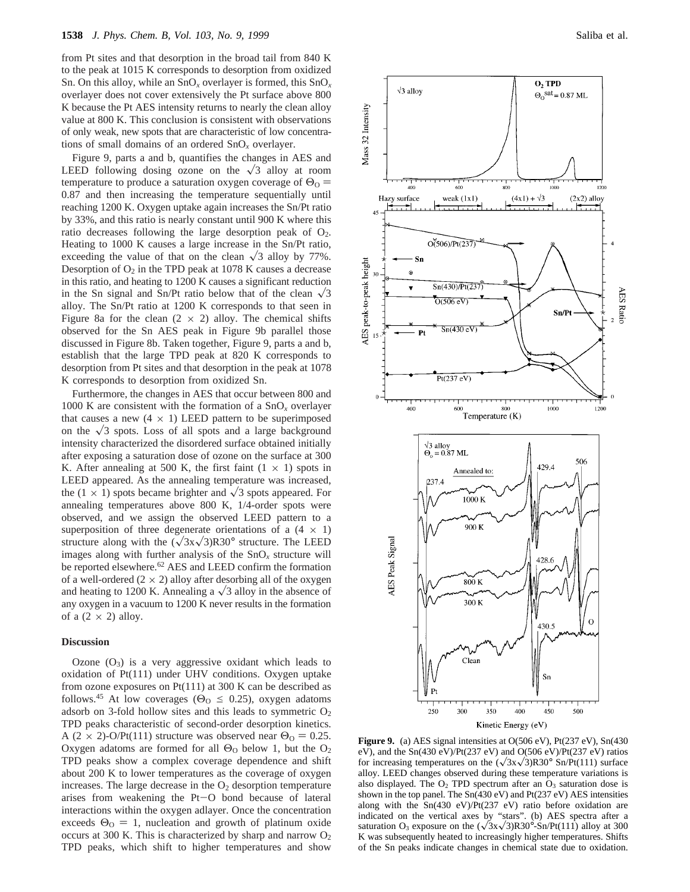from Pt sites and that desorption in the broad tail from 840 K to the peak at 1015 K corresponds to desorption from oxidized Sn. On this alloy, while an $SnO_x$ overlayer is formed, this $SnO_x$ overlayer does not cover extensively the Pt surface above 800 K because the Pt AES intensity returns to nearly the clean alloy value at 800 K. This conclusion is consistent with observations of only weak, new spots that are characteristic of low concentrations of small domains of an ordered $SnO_x$ overlayer.

Figure 9, parts a and b, quantifies the changes in AES and LEED following dosing ozone on the $\sqrt{3}$ alloy at room temperature to produce a saturation oxygen coverage of $\Theta_O$ = 0.87 and then increasing the temperature sequentially until reaching 1200 K. Oxygen uptake again increases the Sn/Pt ratio by 33%, and this ratio is nearly constant until 900 K where this ratio decreases following the large desorption peak of $O_2$. Heating to 1000 K causes a large increase in the Sn/Pt ratio, exceeding the value of that on the clean $\sqrt{3}$ alloy by 77%. Desorption of $O_2$ in the TPD peak at 1078 K causes a decrease in this ratio, and heating to 1200 K causes a significant reduction in the Sn signal and Sn/Pt ratio below that of the clean $\sqrt{3}$ alloy. The Sn/Pt ratio at 1200 K corresponds to that seen in Figure 8a for the clean (2 × 2) alloy. The chemical shifts observed for the Sn AES peak in Figure 9b parallel those discussed in Figure 8b. Taken together, Figure 9, parts a and b, establish that the large TPD peak at 820 K corresponds to desorption from Pt sites and that desorption in the peak at 1078 K corresponds to desorption from oxidized Sn.

Furthermore, the changes in AES that occur between 800 and 1000 K are consistent with the formation of a $SnO_x$ overlayer that causes a new (4 × 1) LEED pattern to be superimposed on the $\sqrt{3}$ spots. Loss of all spots and a large background intensity characterized the disordered surface obtained initially after exposing a saturation dose of ozone on the surface at 300 K. After annealing at 500 K, the first faint (1 × 1) spots in LEED appeared. As the annealing temperature was increased, the (1 × 1) spots became brighter and $\sqrt{3}$ spots appeared. For annealing temperatures above 800 K, 1/4-order spots were observed, and we assign the observed LEED pattern to a superposition of three degenerate orientations of a (4 × 1) structure along with the ($\sqrt{3}$x$\sqrt{3}$)R30° structure. The LEED images along with further analysis of the $SnO_x$ structure will be reported elsewhere.[62] AES and LEED confirm the formation of a well-ordered (2 × 2) alloy after desorbing all of the oxygen and heating to 1200 K. Annealing a $\sqrt{3}$ alloy in the absence of any oxygen in a vacuum to 1200 K never results in the formation of a (2 × 2) alloy.

## Discussion

Ozone ($O_3$) is a very aggressive oxidant which leads to oxidation of Pt(111) under UHV conditions. Oxygen uptake from ozone exposures on Pt(111) at 300 K can be described as follows.[45] At low coverages ($\Theta_O \leq 0.25$), oxygen adatoms adsorb on 3-fold hollow sites and this leads to symmetric $O_2$ TPD peaks characteristic of second-order desorption kinetics. A (2 × 2)-O/Pt(111) structure was observed near $\Theta_O$ = 0.25. Oxygen adatoms are formed for all $\Theta_O$ below 1, but the $O_2$ TPD peaks show a complex coverage dependence and shift about 200 K to lower temperatures as the coverage of oxygen increases. The large decrease in the $O_2$ desorption temperature arises from weakening the Pt−O bond because of lateral interactions within the oxygen adlayer. Once the concentration exceeds $\Theta_O$ = 1, nucleation and growth of platinum oxide occurs at 300 K. This is characterized by sharp and narrow $O_2$ TPD peaks, which shift to higher temperatures and show

**Figure 9.** (a) AES signal intensities at O(506 eV), Pt(237 eV), Sn(430 eV), and the Sn(430 eV)/Pt(237 eV) and O(506 eV)/Pt(237 eV) ratios for increasing temperatures on the ($\sqrt{3}$x$\sqrt{3}$)R30° Sn/Pt(111) surface alloy. LEED changes observed during these temperature variations is also displayed. The $O_2$ TPD spectrum after an $O_3$ saturation dose is shown in the top panel. The Sn(430 eV) and Pt(237 eV) AES intensities along with the Sn(430 eV)/Pt(237 eV) ratio before oxidation are indicated on the vertical axes by "stars". (b) AES spectra after a saturation $O_3$ exposure on the ($\sqrt{3}$x$\sqrt{3}$)R30°-Sn/Pt(111) alloy at 300 K was subsequently heated to increasingly higher temperatures. Shifts of the Sn peaks indicate changes in chemical state due to oxidation.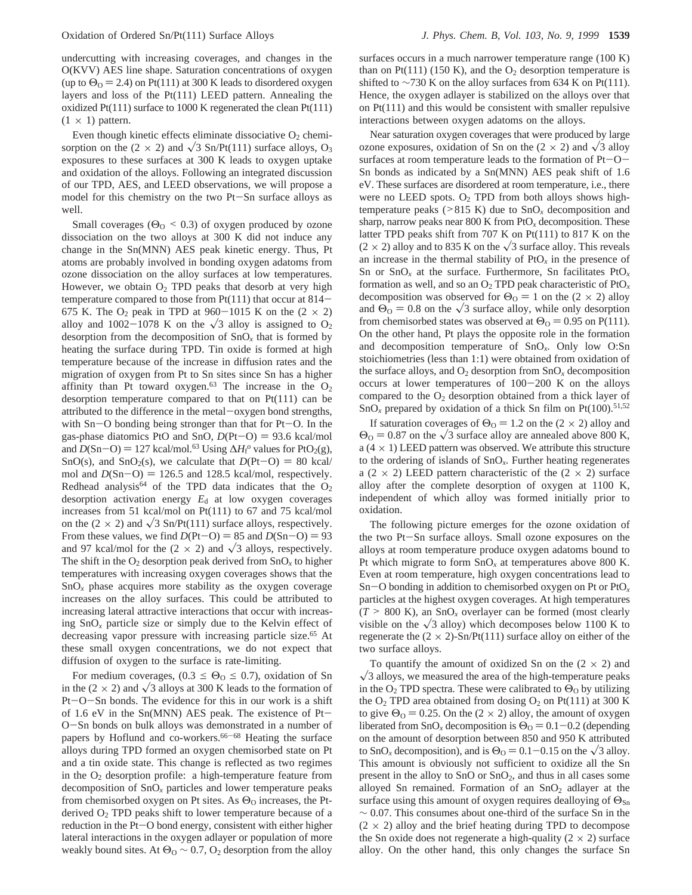undercutting with increasing coverages, and changes in the O(KVV) AES line shape. Saturation concentrations of oxygen (up to $\Theta_O = 2.4$) on Pt(111) at 300 K leads to disordered oxygen layers and loss of the Pt(111) LEED pattern. Annealing the oxidized Pt(111) surface to 1000 K regenerated the clean Pt(111) (1 × 1) pattern.

Even though kinetic effects eliminate dissociative $O_2$ chemisorption on the (2 × 2) and $\sqrt{3}$ Sn/Pt(111) surface alloys, $O_3$ exposures to these surfaces at 300 K leads to oxygen uptake and oxidation of the alloys. Following an integrated discussion of our TPD, AES, and LEED observations, we will propose a model for this chemistry on the two Pt−Sn surface alloys as well.

Small coverages ($\Theta_O < 0.3$) of oxygen produced by ozone dissociation on the two alloys at 300 K did not induce any change in the Sn(MNN) AES peak kinetic energy. Thus, Pt atoms are probably involved in bonding oxygen adatoms from ozone dissociation on the alloy surfaces at low temperatures. However, we obtain $O_2$ TPD peaks that desorb at very high temperature compared to those from Pt(111) that occur at 814−675 K. The $O_2$ peak in TPD at 960−1015 K on the (2 × 2) alloy and 1002−1078 K on the $\sqrt{3}$ alloy is assigned to $O_2$ desorption from the decomposition of $SnO_x$ that is formed by heating the surface during TPD. Tin oxide is formed at high temperature because of the increase in diffusion rates and the migration of oxygen from Pt to Sn sites since Sn has a higher affinity than Pt toward oxygen.[63] The increase in the $O_2$ desorption temperature compared to that on Pt(111) can be attributed to the difference in the metal−oxygen bond strengths, with Sn−O bonding being stronger than that for Pt−O. In the gas-phase diatomics PtO and SnO, $D$(Pt−O) = 93.6 kcal/mol and $D$(Sn−O) = 127 kcal/mol.[63] Using $\Delta H_f^o$ values for $PtO_2$(g), SnO(s), and $SnO_2$(s), we calculate that $D$(Pt−O) = 80 kcal/mol and $D$(Sn−O) = 126.5 and 128.5 kcal/mol, respectively. Redhead analysis[64] of the TPD data indicates that the $O_2$ desorption activation energy $E_d$ at low oxygen coverages increases from 51 kcal/mol on Pt(111) to 67 and 75 kcal/mol on the (2 × 2) and $\sqrt{3}$ Sn/Pt(111) surface alloys, respectively. From these values, we find $D$(Pt−O) = 85 and $D$(Sn−O) = 93 and 97 kcal/mol for the (2 × 2) and $\sqrt{3}$ alloys, respectively. The shift in the $O_2$ desorption peak derived from $SnO_x$ to higher temperatures with increasing oxygen coverages shows that the $SnO_x$ phase acquires more stability as the oxygen coverage increases on the alloy surfaces. This could be attributed to increasing lateral attractive interactions that occur with increasing $SnO_x$ particle size or simply due to the Kelvin effect of decreasing vapor pressure with increasing particle size.[65] At these small oxygen concentrations, we do not expect that diffusion of oxygen to the surface is rate-limiting.

For medium coverages, ($0.3 \leq \Theta_O \leq 0.7$), oxidation of Sn in the (2 × 2) and $\sqrt{3}$ alloys at 300 K leads to the formation of Pt−O−Sn bonds. The evidence for this in our work is a shift of 1.6 eV in the Sn(MNN) AES peak. The existence of Pt−O−Sn bonds on bulk alloys was demonstrated in a number of papers by Hoflund and co-workers.[66−68] Heating the surface alloys during TPD formed an oxygen chemisorbed state on Pt and a tin oxide state. This change is reflected as two regimes in the $O_2$ desorption profile: a high-temperature feature from decomposition of $SnO_x$ particles and lower temperature peaks from chemisorbed oxygen on Pt sites. As $\Theta_O$ increases, the Pt-derived $O_2$ TPD peaks shift to lower temperature because of a reduction in the Pt−O bond energy, consistent with either higher lateral interactions in the oxygen adlayer or population of more weakly bound sites. At $\Theta_O \sim 0.7$, $O_2$ desorption from the alloy surfaces occurs in a much narrower temperature range (100 K) than on Pt(111) (150 K), and the $O_2$ desorption temperature is shifted to ∼730 K on the alloy surfaces from 634 K on Pt(111). Hence, the oxygen adlayer is stabilized on the alloys over that on Pt(111) and this would be consistent with smaller repulsive interactions between oxygen adatoms on the alloys.

Near saturation oxygen coverages that were produced by large ozone exposures, oxidation of Sn on the (2 × 2) and $\sqrt{3}$ alloy surfaces at room temperature leads to the formation of Pt−O−Sn bonds as indicated by a Sn(MNN) AES peak shift of 1.6 eV. These surfaces are disordered at room temperature, i.e., there were no LEED spots. $O_2$ TPD from both alloys shows high-temperature peaks (>815 K) due to $SnO_x$ decomposition and sharp, narrow peaks near 800 K from $PtO_x$ decomposition. These latter TPD peaks shift from 707 K on Pt(111) to 817 K on the (2 × 2) alloy and to 835 K on the $\sqrt{3}$ surface alloy. This reveals an increase in the thermal stability of $PtO_x$ in the presence of Sn or $SnO_x$ at the surface. Furthermore, Sn facilitates $PtO_x$ formation as well, and so an $O_2$ TPD peak characteristic of $PtO_x$ decomposition was observed for $\Theta_O = 1$ on the (2 × 2) alloy and $\Theta_O = 0.8$ on the $\sqrt{3}$ surface alloy, while only desorption from chemisorbed states was observed at $\Theta_O = 0.95$ on P(111). On the other hand, Pt plays the opposite role in the formation and decomposition temperature of $SnO_x$. Only low O:Sn stoichiometries (less than 1:1) were obtained from oxidation of the surface alloys, and $O_2$ desorption from $SnO_x$ decomposition occurs at lower temperatures of 100−200 K on the alloys compared to the $O_2$ desorption obtained from a thick layer of $SnO_x$ prepared by oxidation of a thick Sn film on Pt(100).[51,52]

If saturation coverages of $\Theta_O = 1.2$ on the (2 × 2) alloy and $\Theta_O = 0.87$ on the $\sqrt{3}$ surface alloy are annealed above 800 K, a (4 × 1) LEED pattern was observed. We attribute this structure to the ordering of islands of $SnO_x$. Further heating regenerates a (2 × 2) LEED pattern characteristic of the (2 × 2) surface alloy after the complete desorption of oxygen at 1100 K, independent of which alloy was formed initially prior to oxidation.

The following picture emerges for the ozone oxidation of the two Pt−Sn surface alloys. Small ozone exposures on the alloys at room temperature produce oxygen adatoms bound to Pt which migrate to form $SnO_x$ at temperatures above 800 K. Even at room temperature, high oxygen concentrations lead to Sn−O bonding in addition to chemisorbed oxygen on Pt or $PtO_x$ particles at the highest oxygen coverages. At high temperatures ($T$ > 800 K), an $SnO_x$ overlayer can be formed (most clearly visible on the $\sqrt{3}$ alloy) which decomposes below 1100 K to regenerate the (2 × 2)-Sn/Pt(111) surface alloy on either of the two surface alloys.

To quantify the amount of oxidized Sn on the (2 × 2) and $\sqrt{3}$ alloys, we measured the area of the high-temperature peaks in the $O_2$ TPD spectra. These were calibrated to $\Theta_O$ by utilizing the $O_2$ TPD area obtained from dosing $O_2$ on Pt(111) at 300 K to give $\Theta_O = 0.25$. On the (2 × 2) alloy, the amount of oxygen liberated from $SnO_x$ decomposition is $\Theta_O = 0.1−0.2$ (depending on the amount of desorption between 850 and 950 K attributed to $SnO_x$ decomposition), and is $\Theta_O = 0.1−0.15$ on the $\sqrt{3}$ alloy. This amount is obviously not sufficient to oxidize all the Sn present in the alloy to SnO or $SnO_2$, and thus in all cases some alloyed Sn remained. Formation of an $SnO_2$ adlayer at the surface using this amount of oxygen requires dealloying of $\Theta_{Sn} \sim 0.07$. This consumes about one-third of the surface Sn in the (2 × 2) alloy and the brief heating during TPD to decompose the Sn oxide does not regenerate a high-quality (2 × 2) surface alloy. On the other hand, this only changes the surface Sn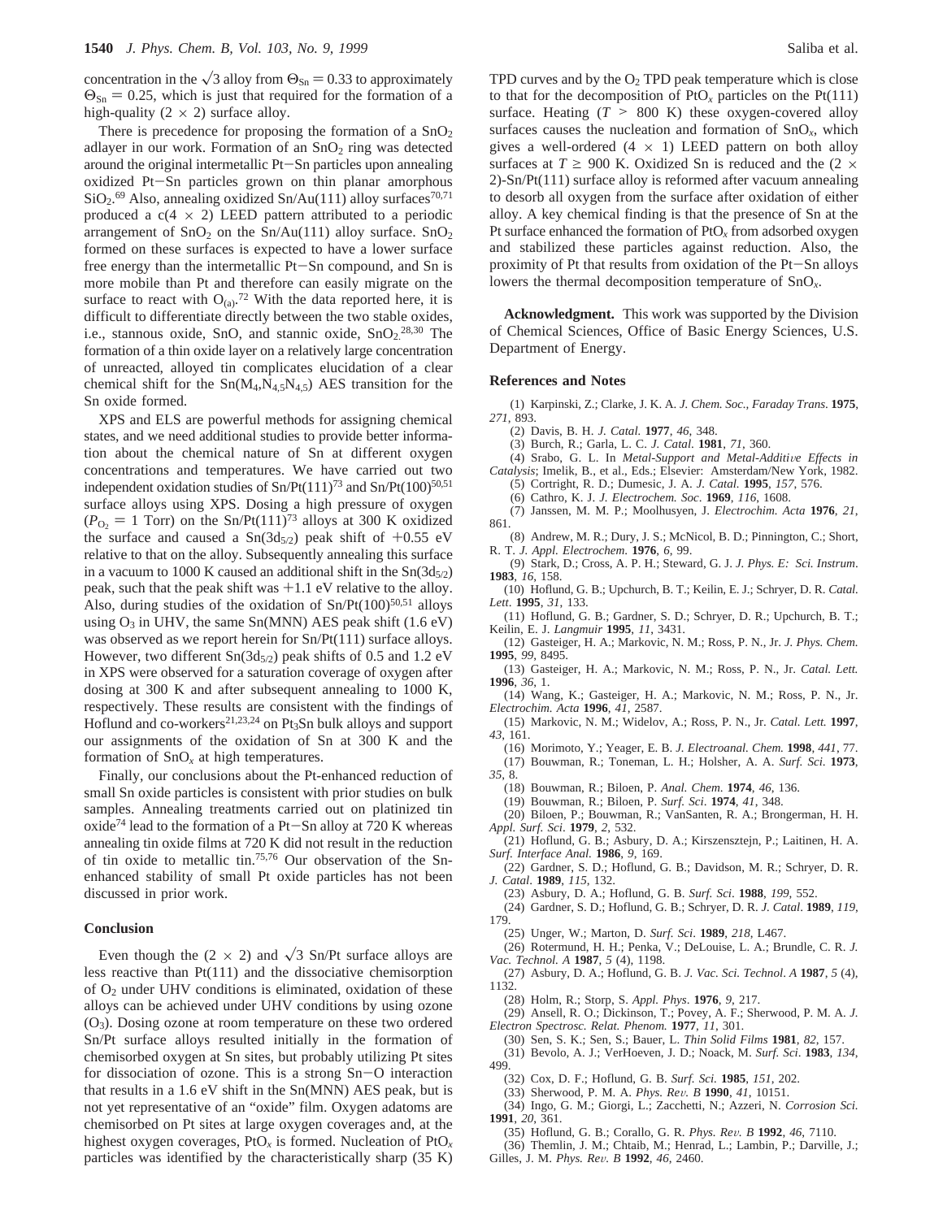concentration in the $\sqrt{3}$ alloy from $\Theta_{Sn} = 0.33$ to approximately $\Theta_{Sn} = 0.25$, which is just that required for the formation of a high-quality (2 × 2) surface alloy.

There is precedence for proposing the formation of a $SnO_2$ adlayer in our work. Formation of an $SnO_2$ ring was detected around the original intermetallic Pt–Sn particles upon annealing oxidized Pt–Sn particles grown on thin planar amorphous $SiO_2$.[69] Also, annealing oxidized Sn/Au(111) alloy surfaces[70,71] produced a c(4 × 2) LEED pattern attributed to a periodic arrangement of $SnO_2$ on the Sn/Au(111) alloy surface. $SnO_2$ formed on these surfaces is expected to have a lower surface free energy than the intermetallic Pt–Sn compound, and Sn is more mobile than Pt and therefore can easily migrate on the surface to react with $O_{(a)}$.[72] With the data reported here, it is difficult to differentiate directly between the two stable oxides, i.e., stannous oxide, SnO, and stannic oxide, $SnO_2$.[28,30] The formation of a thin oxide layer on a relatively large concentration of unreacted, alloyed tin complicates elucidation of a clear chemical shift for the $Sn(M_4,N_{4,5}N_{4,5})$ AES transition for the Sn oxide formed.

XPS and ELS are powerful methods for assigning chemical states, and we need additional studies to provide better information about the chemical nature of Sn at different oxygen concentrations and temperatures. We have carried out two independent oxidation studies of Sn/Pt(111)[73] and Sn/Pt(100)[50,51] surface alloys using XPS. Dosing a high pressure of oxygen ($P_{O_2}$ = 1 Torr) on the Sn/Pt(111)[73] alloys at 300 K oxidized the surface and caused a $Sn(3d_{5/2})$ peak shift of +0.55 eV relative to that on the alloy. Subsequently annealing this surface in a vacuum to 1000 K caused an additional shift in the $Sn(3d_{5/2})$ peak, such that the peak shift was +1.1 eV relative to the alloy. Also, during studies of the oxidation of Sn/Pt(100)[50,51] alloys using $O_3$ in UHV, the same Sn(MNN) AES peak shift (1.6 eV) was observed as we report herein for Sn/Pt(111) surface alloys. However, two different $Sn(3d_{5/2})$ peak shifts of 0.5 and 1.2 eV in XPS were observed for a saturation coverage of oxygen after dosing at 300 K and after subsequent annealing to 1000 K, respectively. These results are consistent with the findings of Hoflund and co-workers[21,23,24] on $Pt_3Sn$ bulk alloys and support our assignments of the oxidation of Sn at 300 K and the formation of $SnO_x$ at high temperatures.

Finally, our conclusions about the Pt-enhanced reduction of small Sn oxide particles is consistent with prior studies on bulk samples. Annealing treatments carried out on platinized tin oxide[74] lead to the formation of a Pt–Sn alloy at 720 K whereas annealing tin oxide films at 720 K did not result in the reduction of tin oxide to metallic tin.[75,76] Our observation of the Sn-enhanced stability of small Pt oxide particles has not been discussed in prior work.

## Conclusion

Even though the (2 × 2) and $\sqrt{3}$ Sn/Pt surface alloys are less reactive than Pt(111) and the dissociative chemisorption of $O_2$ under UHV conditions is eliminated, oxidation of these alloys can be achieved under UHV conditions by using ozone ($O_3$). Dosing ozone at room temperature on these two ordered Sn/Pt surface alloys resulted initially in the formation of chemisorbed oxygen at Sn sites, but probably utilizing Pt sites for dissociation of ozone. This is a strong Sn–O interaction that results in a 1.6 eV shift in the Sn(MNN) AES peak, but is not yet representative of an "oxide" film. Oxygen adatoms are chemisorbed on Pt sites at large oxygen coverages and, at the highest oxygen coverages, $PtO_x$ is formed. Nucleation of $PtO_x$ particles was identified by the characteristically sharp (35 K) TPD curves and by the $O_2$ TPD peak temperature which is close to that for the decomposition of $PtO_x$ particles on the Pt(111) surface. Heating ($T$ > 800 K) these oxygen-covered alloy surfaces causes the nucleation and formation of $SnO_x$, which gives a well-ordered (4 × 1) LEED pattern on both alloy surfaces at $T \geq 900$ K. Oxidized Sn is reduced and the (2 × 2)-Sn/Pt(111) surface alloy is reformed after vacuum annealing to desorb all oxygen from the surface after oxidation of either alloy. A key chemical finding is that the presence of Sn at the Pt surface enhanced the formation of $PtO_x$ from adsorbed oxygen and stabilized these particles against reduction. Also, the proximity of Pt that results from oxidation of the Pt–Sn alloys lowers the thermal decomposition temperature of $SnO_x$.

**Acknowledgment.** This work was supported by the Division of Chemical Sciences, Office of Basic Energy Sciences, U.S. Department of Energy.

## References and Notes

(1) Karpinski, Z.; Clarke, J. K. A. *J. Chem. Soc., Faraday Trans.* **1975**, *271*, 893.
(2) Davis, B. H. *J. Catal.* **1977**, *46*, 348.
(3) Burch, R.; Garla, L. C. *J. Catal.* **1981**, *71*, 360.
(4) Srabo, G. L. In *Metal-Support and Metal-Additive Effects in Catalysis*; Imelik, B., et al., Eds.; Elsevier: Amsterdam/New York, 1982.
(5) Cortright, R. D.; Dumesic, J. A. *J. Catal.* **1995**, *157*, 576.
(6) Cathro, K. J. *J. Electrochem. Soc.* **1969**, *116*, 1608.
(7) Janssen, M. M. P.; Moolhusyen, J. *Electrochim. Acta* **1976**, *21*, 861.
(8) Andrew, M. R.; Dury, J. S.; McNicol, B. D.; Pinnington, C.; Short, R. T. *J. Appl. Electrochem.* **1976**, *6*, 99.
(9) Stark, D.; Cross, A. P. H.; Steward, G. J. *J. Phys. E: Sci. Instrum.* **1983**, *16*, 158.
(10) Hoflund, G. B.; Upchurch, B. T.; Keilin, E. J.; Schryer, D. R. *Catal. Lett.* **1995**, *31*, 133.
(11) Hoflund, G. B.; Gardner, S. D.; Schryer, D. R.; Upchurch, B. T.; Keilin, E. J. *Langmuir* **1995**, *11*, 3431.
(12) Gasteiger, H. A.; Markovic, N. M.; Ross, P. N., Jr. *J. Phys. Chem.* **1995**, *99*, 8495.
(13) Gasteiger, H. A.; Markovic, N. M.; Ross, P. N., Jr. *Catal. Lett.* **1996**, *36*, 1.
(14) Wang, K.; Gasteiger, H. A.; Markovic, N. M.; Ross, P. N., Jr. *Electrochim. Acta* **1996**, *41*, 2587.
(15) Markovic, N. M.; Widelov, A.; Ross, P. N., Jr. *Catal. Lett.* **1997**, *43*, 161.
(16) Morimoto, Y.; Yeager, E. B. *J. Electroanal. Chem.* **1998**, *441*, 77.
(17) Bouwman, R.; Toneman, L. H.; Holsher, A. A. *Surf. Sci.* **1973**, *35*, 8.
(18) Bouwman, R.; Biloen, P. *Anal. Chem.* **1974**, *46*, 136.
(19) Bouwman, R.; Biloen, P. *Surf. Sci.* **1974**, *41*, 348.
(20) Biloen, P.; Bouwman, R.; VanSanten, R. A.; Brongerman, H. H. *Appl. Surf. Sci.* **1979**, *2*, 532.
(21) Hoflund, G. B.; Asbury, D. A.; Kirszensztejn, P.; Laitinen, H. A. *Surf. Interface Anal.* **1986**, *9*, 169.
(22) Gardner, S. D.; Hoflund, G. B.; Davidson, M. R.; Schryer, D. R. *J. Catal.* **1989**, *115*, 132.
(23) Asbury, D. A.; Hoflund, G. B. *Surf. Sci.* **1988**, *199*, 552.
(24) Gardner, S. D.; Hoflund, G. B.; Schryer, D. R. *J. Catal.* **1989**, *119*, 179.
(25) Unger, W.; Marton, D. *Surf. Sci.* **1989**, *218*, L467.
(26) Rotermund, H. H.; Penka, V.; DeLouise, L. A.; Brundle, C. R. *J. Vac. Technol. A* **1987**, *5* (4), 1198.
(27) Asbury, D. A.; Hoflund, G. B. *J. Vac. Sci. Technol. A* **1987**, *5* (4), 1132.
(28) Holm, R.; Storp, S. *Appl. Phys.* **1976**, *9*, 217.
(29) Ansell, R. O.; Dickinson, T.; Povey, A. F.; Sherwood, P. M. A. *J. Electron Spectrosc. Relat. Phenom.* **1977**, *11*, 301.
(30) Sen, S. K.; Sen, S.; Bauer, L. *Thin Solid Films* **1981**, *82*, 157.
(31) Bevolo, A. J.; VerHoeven, J. D.; Noack, M. *Surf. Sci.* **1983**, *134*, 499.
(32) Cox, D. F.; Hoflund, G. B. *Surf. Sci.* **1985**, *151*, 202.
(33) Sherwood, P. M. A. *Phys. Rev. B* **1990**, *41*, 10151.
(34) Ingo, G. M.; Giorgi, L.; Zacchetti, N.; Azzeri, N. *Corrosion Sci.* **1991**, *20*, 361.
(35) Hoflund, G. B.; Corallo, G. R. *Phys. Rev. B* **1992**, *46*, 7110.
(36) Themlin, J. M.; Chtaib, M.; Henrad, L.; Lambin, P.; Darville, J.; Gilles, J. M. *Phys. Rev. B* **1992**, *46*, 2460.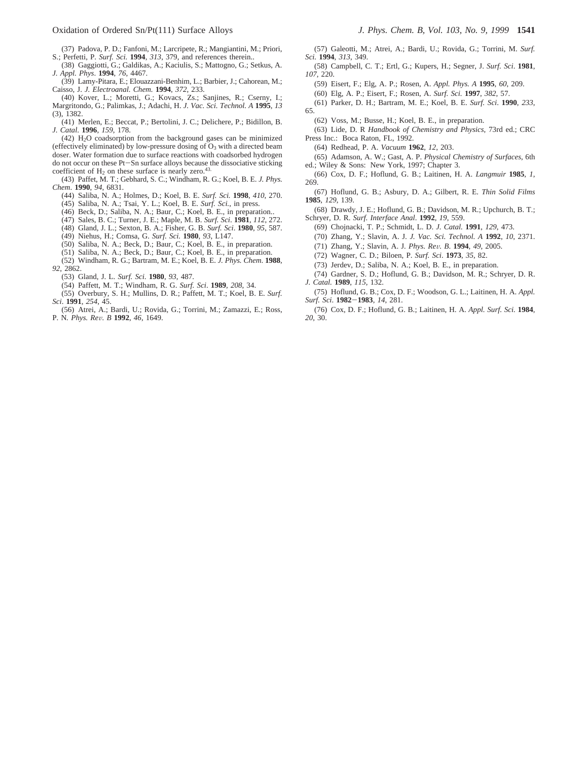(37) Padova, P. D.; Fanfoni, M.; Larcripete, R.; Mangiantini, M.; Priori, S.; Perfetti, P. *Surf. Sci.* **1994**, *313*, 379, and references therein..

(38) Gaggiotti, G.; Galdikas, A.; Kaciulis, S.; Mattogno, G.; Setkus, A. *J. Appl. Phys*. **1994**, *76*, 4467.

(39) Lamy-Pitara, E.; Elouazzani-Benhim, L.; Barbier, J.; Cahorean, M.; Caisso, J. *J. Electroanal. Chem.* **1994**, *372*, 233.

(40) Kover, L.; Moretti, G.; Kovacs, Zs.; Sanjines, R.; Cserny, I.; Margritondo, G.; Palimkas, J.; Adachi, H. *J. Vac. Sci. Technol. A* **1995**, *13* (3), 1382.

(41) Merlen, E.; Beccat, P.; Bertolini, J. C.; Delichere, P.; Bidillon, B. *J. Catal*. **1996**, *159*, 178.

(42) $H_2O$ coadsorption from the background gases can be minimized (effectively eliminated) by low-pressure dosing of $O_3$ with a directed beam doser. Water formation due to surface reactions with coadsorbed hydrogen do not occur on these Pt−Sn surface alloys because the dissociative sticking coefficient of $H_2$ on these surface is nearly zero.[43]

(43) Paffet, M. T.; Gebhard, S. C.; Windham, R. G.; Koel, B. E. *J. Phys. Chem*. **1990**, *94*, 6831.

(44) Saliba, N. A.; Holmes, D.; Koel, B. E. *Surf. Sci.* **1998**, *410*, 270.

(45) Saliba, N. A.; Tsai, Y. L.; Koel, B. E. *Surf. Sci.*, in press.

(46) Beck, D.; Saliba, N. A.; Baur, C.; Koel, B. E., in preparation..

(47) Sales, B. C.; Turner, J. E.; Maple, M. B. *Surf. Sci*. **1981**, *112*, 272.

(48) Gland, J. L.; Sexton, B. A.; Fisher, G. B. *Surf. Sci*. **1980**, *95*, 587.

(49) Niehus, H.; Comsa, G. *Surf. Sci.* **1980**, *93*, L147.

(50) Saliba, N. A.; Beck, D.; Baur, C.; Koel, B. E., in preparation.

(51) Saliba, N. A.; Beck, D.; Baur, C.; Koel, B. E., in preparation.

(52) Windham, R. G.; Bartram, M. E.; Koel, B. E. *J. Phys. Chem*. **1988**, *92*, 2862.

(53) Gland, J. L. *Surf. Sci.* **1980**, *93*, 487.

(54) Paffett, M. T.; Windham, R. G. *Surf. Sci*. **1989**, *208*, 34.

(55) Overbury, S. H.; Mullins, D. R.; Paffett, M. T.; Koel, B. E. *Surf. Sci*. **1991**, *254*, 45.

(56) Atrei, A.; Bardi, U.; Rovida, G.; Torrini, M.; Zamazzi, E.; Ross, P. N. *Phys. Rev. B* **1992**, *46*, 1649.

(57) Galeotti, M.; Atrei, A.; Bardi, U.; Rovida, G.; Torrini, M. *Surf. Sci.* **1994**, *313*, 349.

(58) Campbell, C. T.; Ertl, G.; Kupers, H.; Segner, J. *Surf. Sci*. **1981**, *107*, 220.

(59) Eisert, F.; Elg, A. P.; Rosen, A. *Appl. Phys. A* **1995**, *60*, 209.

(60) Elg, A. P.; Eisert, F.; Rosen, A. *Surf. Sci.* **1997**, *382*, 57.

(61) Parker, D. H.; Bartram, M. E.; Koel, B. E. *Surf. Sci*. **1990**, *233*, 65.

(62) Voss, M.; Busse, H.; Koel, B. E., in preparation.

(63) Lide, D. R *Handbook of Chemistry and Physics*, 73rd ed.; CRC Press Inc.: Boca Raton, FL, 1992.

(64) Redhead, P. A. *Vacuum* **1962**, *12*, 203.

(65) Adamson, A. W.; Gast, A. P. *Physical Chemistry of Surfaces*, 6th ed.; Wiley & Sons: New York, 1997; Chapter 3.

(66) Cox, D. F.; Hoflund, G. B.; Laitinen, H. A. *Langmuir* **1985**, *1*, 269.

(67) Hoflund, G. B.; Asbury, D. A.; Gilbert, R. E. *Thin Solid Films* **1985**, *129*, 139.

(68) Drawdy, J. E.; Hoflund, G. B.; Davidson, M. R.; Upchurch, B. T.; Schryer, D. R. *Surf. Interface Anal*. **1992**, *19*, 559.

(69) Chojnacki, T. P.; Schmidt, L. D. *J. Catal.* **1991**, *129*, 473.

(70) Zhang, Y.; Slavin, A. J. *J. Vac. Sci. Technol. A* **1992**, *10*, 2371.

(71) Zhang, Y.; Slavin, A. J. *Phys. Rev. B.* **1994**, *49*, 2005.

(72) Wagner, C. D.; Biloen, P. *Surf. Sci*. **1973**, *35*, 82.

(73) Jerdev, D.; Saliba, N. A.; Koel, B. E., in preparation.

(74) Gardner, S. D.; Hoflund, G. B.; Davidson, M. R.; Schryer, D. R. *J. Catal.* **1989**, *115*, 132.

(75) Hoflund, G. B.; Cox, D. F.; Woodson, G. L.; Laitinen, H. A. *Appl. Surf. Sci*. **1982−1983**, *14*, 281.

(76) Cox, D. F.; Hoflund, G. B.; Laitinen, H. A. *Appl. Surf. Sci.* **1984**, *20*, 30.